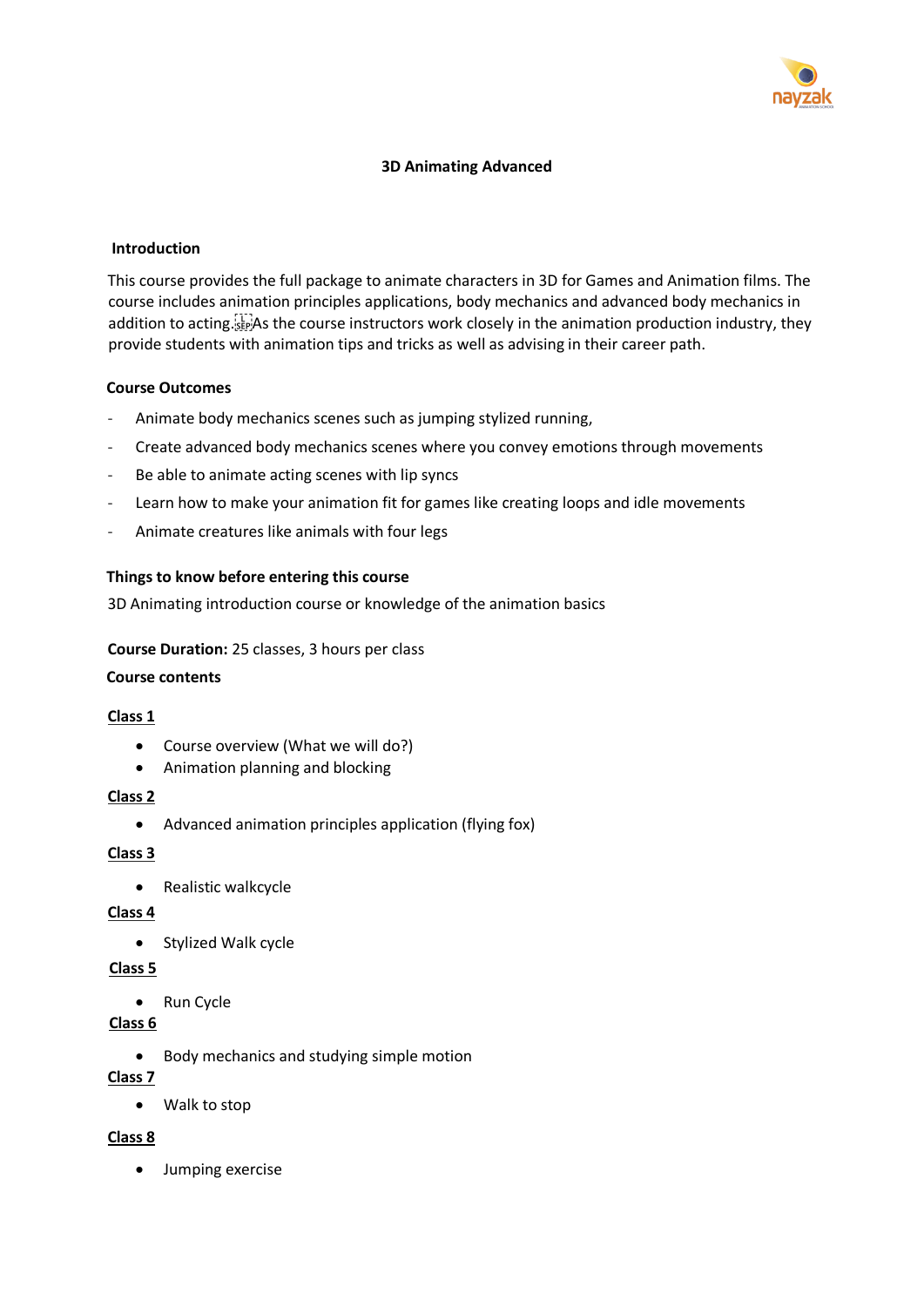# 3D Animating Advanced

## Introduction

This course provides the full package to animate characters in 3D for Games and Animation films. The course includes animation principles applications, body mechanics and advanced body mechanics in addition to acting. As the course instructors work closely in the animation production industry, they provide students with animation tips and tricks as well as advising in their career path.

### Course Outcomes

- Animate body mechanics scenes such as jumping stylized running,
- Create advanced body mechanics scenes where you convey emotions through movements
- Be able to animate acting scenes with lip syncs
- Learn how to make your animation fit for games like creating loops and idle movements
- Animate creatures like animals with four legs

### Things to know before entering this course

3D Animating introduction course or knowledge of the animation basics

**Course Duration:** 25 classes, 3 hours per class

### Course contents

**Class 1**

- Course overview (What we will do?)
- Animation planning and blocking

**Class 2**

- Advanced animation principles application (flying fox)

**Class 3**

- Realistic walkcycle

**Class 4**

- Stylized Walk cycle

**Class 5**

- Run Cycle

**Class 6**

- Body mechanics and studying simple motion

**Class 7**

- Walk to stop

**Class 8**

- Jumping exercise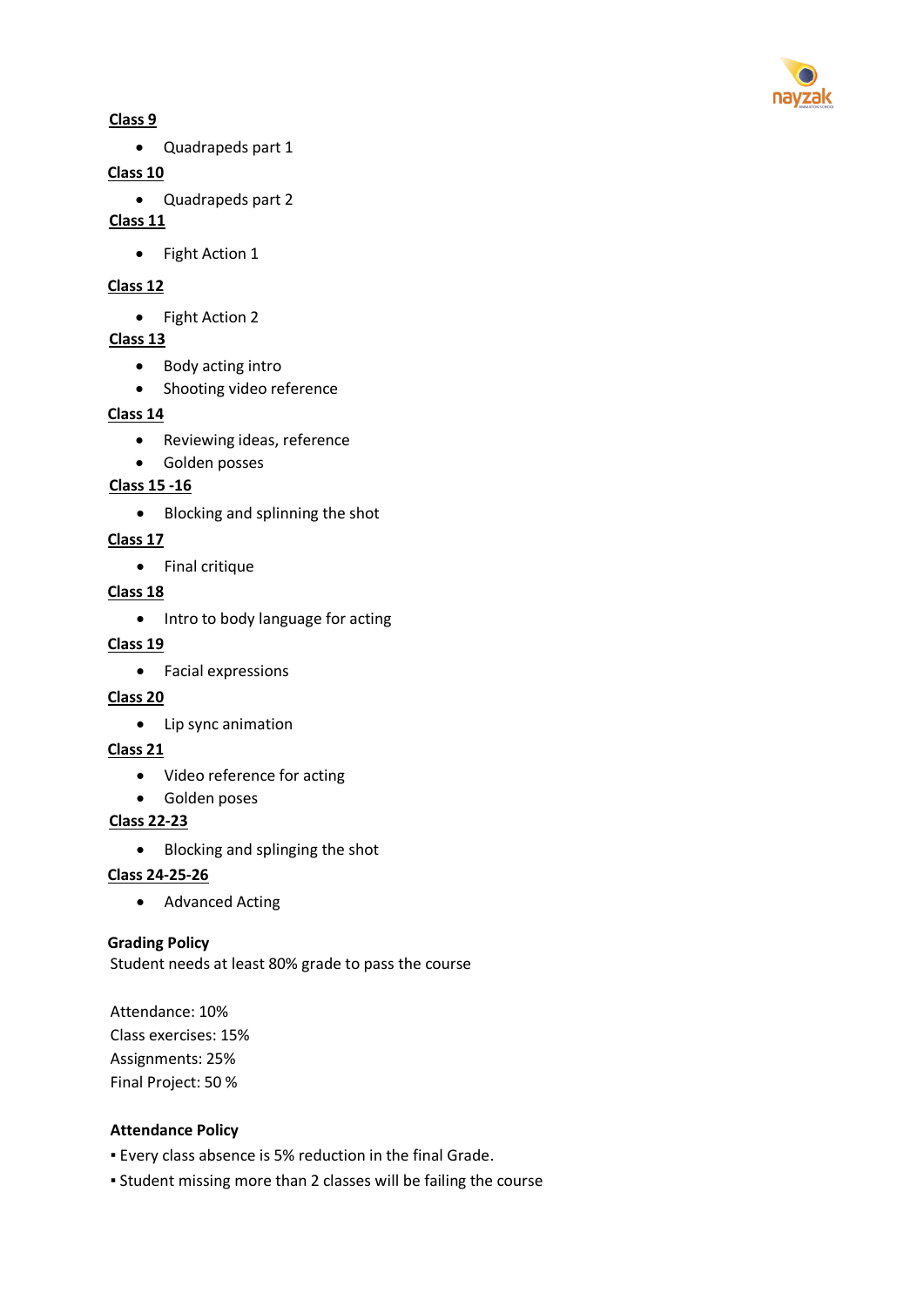**Class 9**

- Quadrupeds part 1

**Class 10**

- Quadrupeds part 2

**Class 11**

- Fight Action 1

**Class 12**

- Fight Action 2

**Class 13**

- Body acting intro
- Shooting video reference

**Class 14**

- Reviewing ideas, reference
- Golden posses

**Class 15 -16**

- Blocking and splinning the shot

**Class 17**

- Final critique

**Class 18**

- Intro to body language for acting

**Class 19**

- Facial expressions

**Class 20**

- Lip sync animation

**Class 21**

- Video reference for acting
- Golden poses

**Class 22-23**

- Blocking and splinging the shot

**Class 24-25-26**

- Advanced Acting

**Grading Policy**

Student needs at least 80% grade to pass the course

Attendance: 10%
Class exercises: 15%
Assignments: 25%
Final Project: 50 %

**Attendance Policy**

- Every class absence is 5% reduction in the final Grade.
- Student missing more than 2 classes will be failing the course